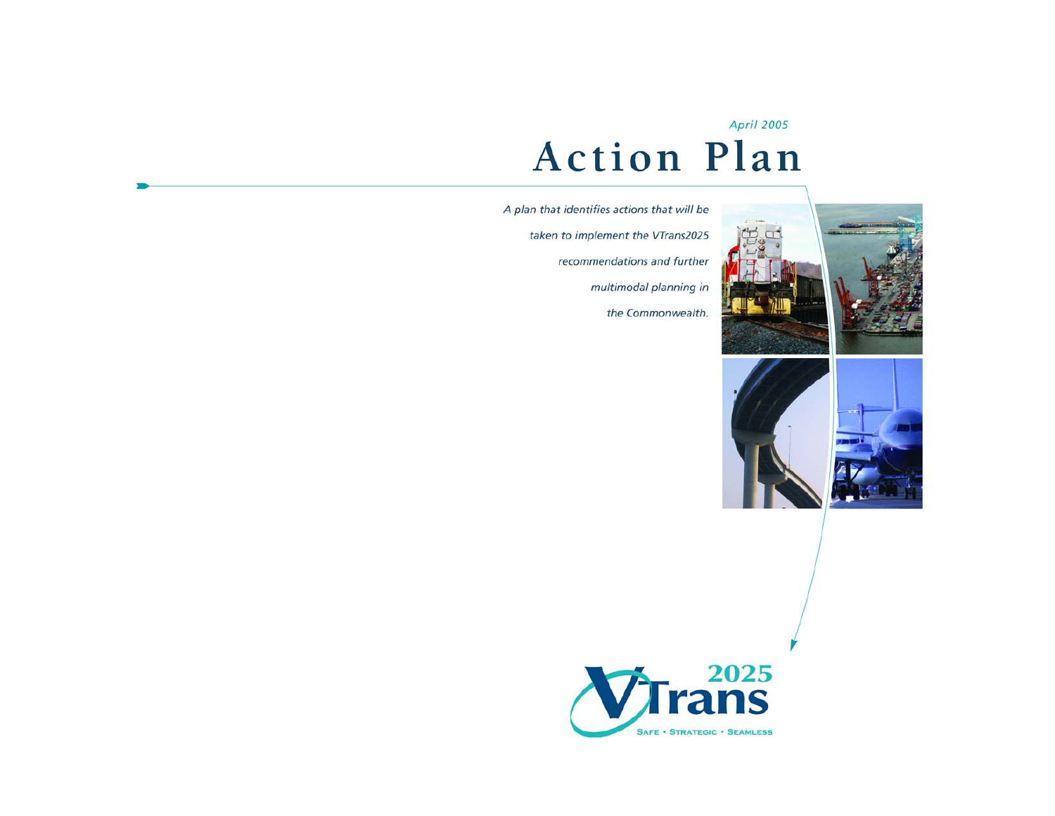April 2005

# Action Plan

*A plan that identifies actions that will be taken to implement the VTrans2025 recommendations and further multimodal planning in the Commonwealth.*

VTrans 2025

SAFE • STRATEGIC • SEAMLESS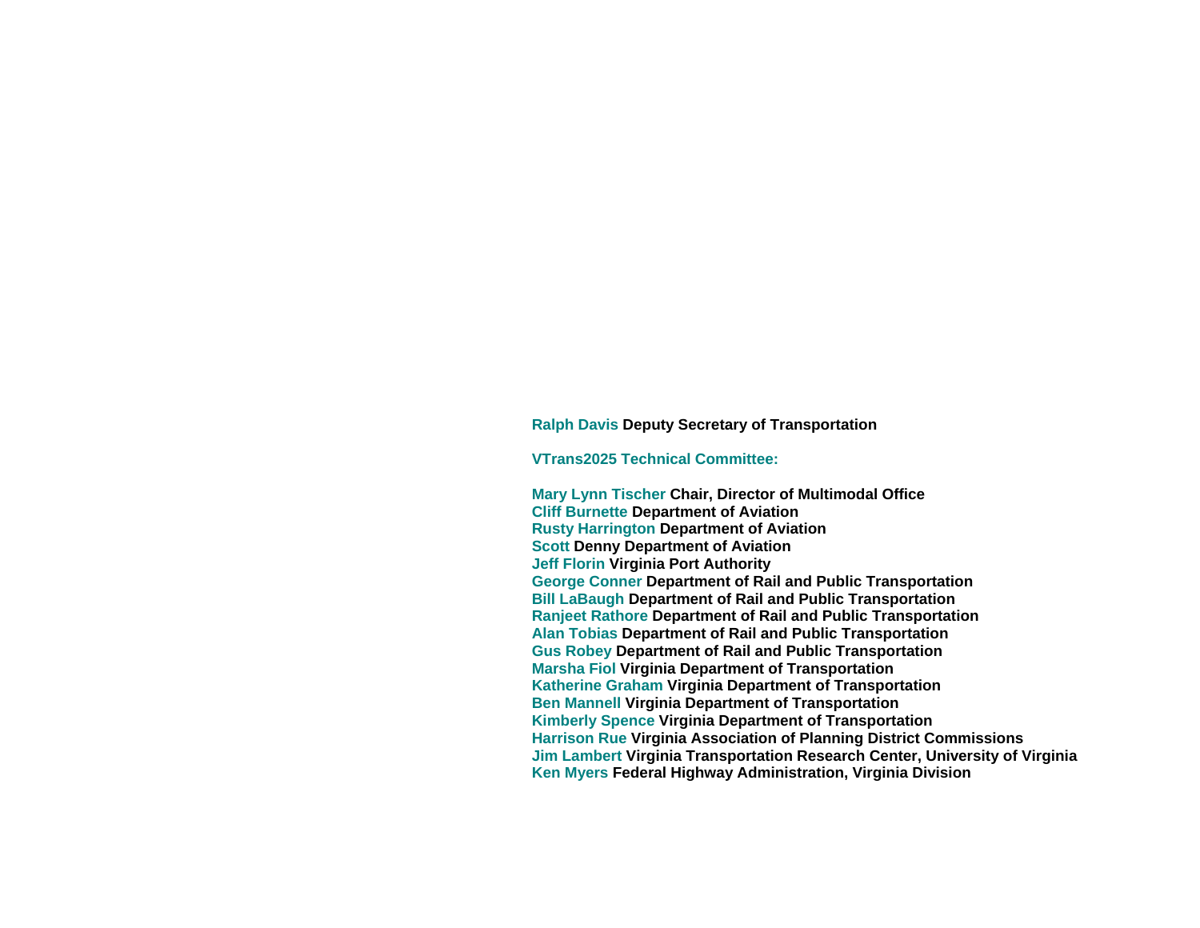**Ralph Davis** Deputy Secretary of Transportation

**VTrans2025 Technical Committee:**

**Mary Lynn Tischer** Chair, Director of Multimodal Office
**Cliff Burnette** Department of Aviation
**Rusty Harrington** Department of Aviation
**Scott** Denny Department of Aviation
**Jeff Florin** Virginia Port Authority
**George Conner** Department of Rail and Public Transportation
**Bill LaBaugh** Department of Rail and Public Transportation
**Ranjeet Rathore** Department of Rail and Public Transportation
**Alan Tobias** Department of Rail and Public Transportation
**Gus Robey** Department of Rail and Public Transportation
**Marsha Fiol** Virginia Department of Transportation
**Katherine Graham** Virginia Department of Transportation
**Ben Mannell** Virginia Department of Transportation
**Kimberly Spence** Virginia Department of Transportation
**Harrison Rue** Virginia Association of Planning District Commissions
**Jim Lambert** Virginia Transportation Research Center, University of Virginia
**Ken Myers** Federal Highway Administration, Virginia Division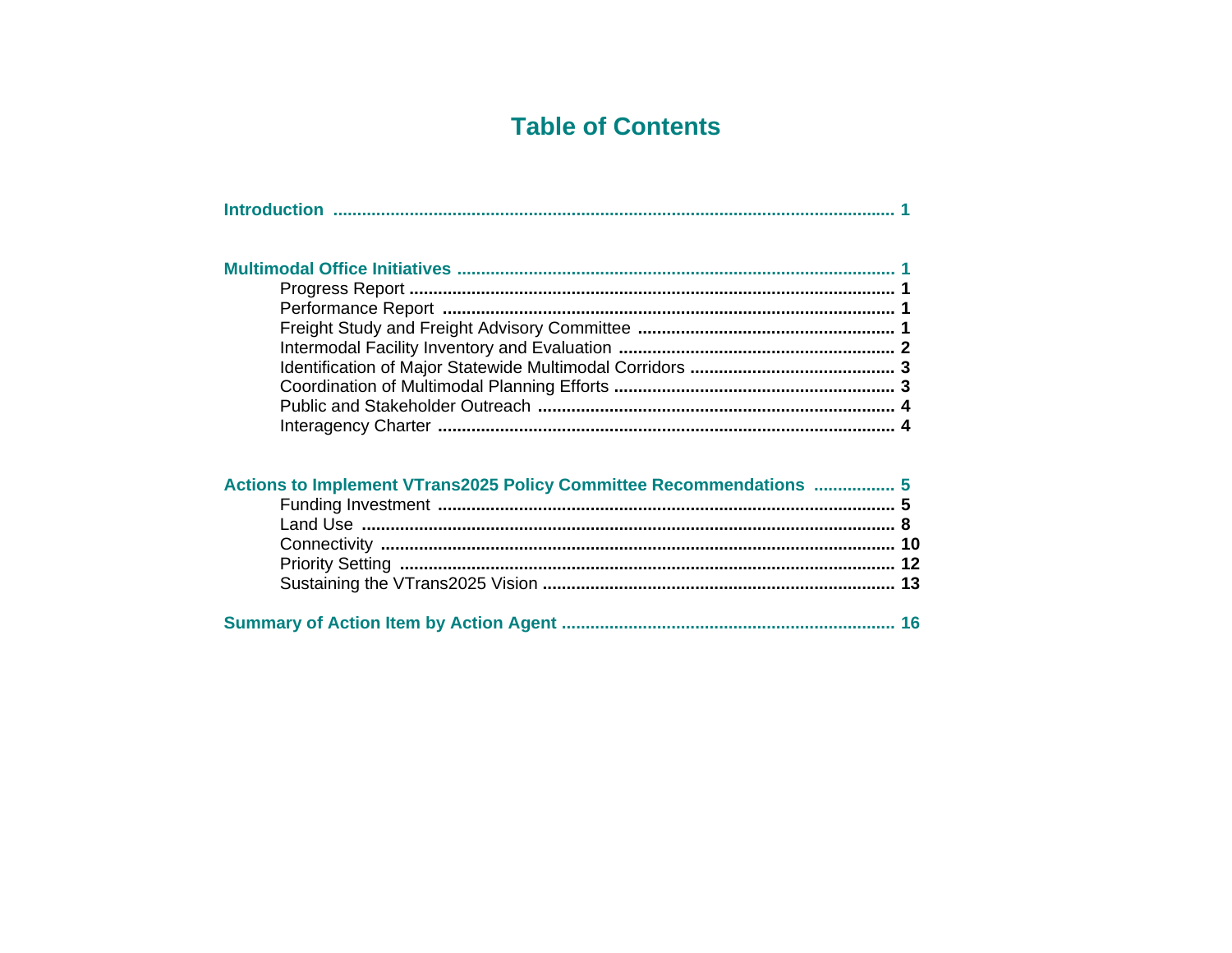# Table of Contents

**Introduction** .................................................................................................................... **1**

**Multimodal Office Initiatives** .......................................................................................... **1**

- Progress Report .................................................................................................... **1**
- Performance Report ............................................................................................. **1**
- Freight Study and Freight Advisory Committee ..................................................... **1**
- Intermodal Facility Inventory and Evaluation ......................................................... **2**
- Identification of Major Statewide Multimodal Corridors .......................................... **3**
- Coordination of Multimodal Planning Efforts .......................................................... **3**
- Public and Stakeholder Outreach .......................................................................... **4**
- Interagency Charter .............................................................................................. **4**

**Actions to Implement VTrans2025 Policy Committee Recommendations** ................. **5**

- Funding Investment .............................................................................................. **5**
- Land Use .............................................................................................................. **8**
- Connectivity ......................................................................................................... **10**
- Priority Setting ..................................................................................................... **12**
- Sustaining the VTrans2025 Vision ......................................................................... **13**

**Summary of Action Item by Action Agent** .................................................................... **16**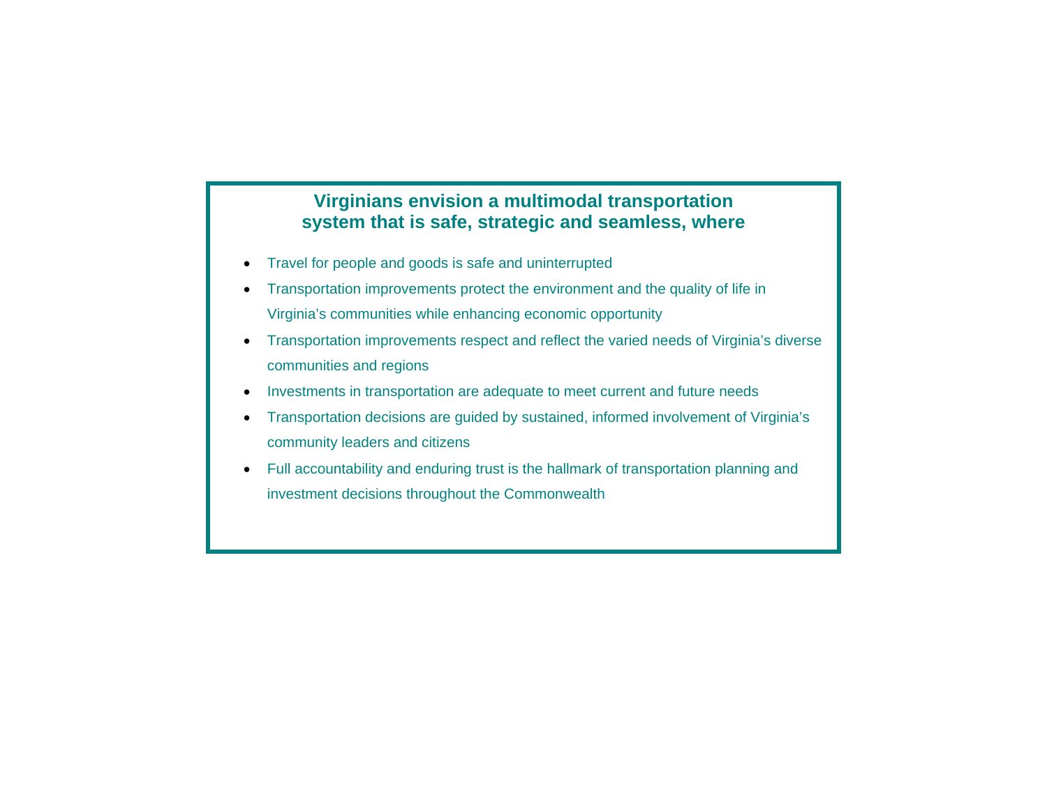**Virginians envision a multimodal transportation system that is safe, strategic and seamless, where**

- Travel for people and goods is safe and uninterrupted
- Transportation improvements protect the environment and the quality of life in Virginia's communities while enhancing economic opportunity
- Transportation improvements respect and reflect the varied needs of Virginia's diverse communities and regions
- Investments in transportation are adequate to meet current and future needs
- Transportation decisions are guided by sustained, informed involvement of Virginia's community leaders and citizens
- Full accountability and enduring trust is the hallmark of transportation planning and investment decisions throughout the Commonwealth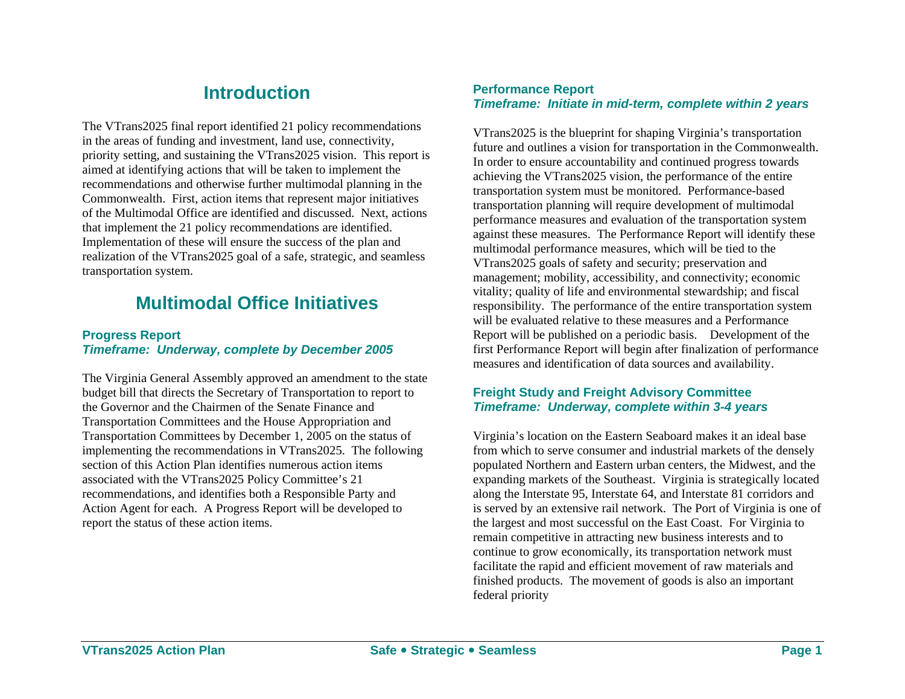# Introduction

The VTrans2025 final report identified 21 policy recommendations in the areas of funding and investment, land use, connectivity, priority setting, and sustaining the VTrans2025 vision. This report is aimed at identifying actions that will be taken to implement the recommendations and otherwise further multimodal planning in the Commonwealth. First, action items that represent major initiatives of the Multimodal Office are identified and discussed. Next, actions that implement the 21 policy recommendations are identified. Implementation of these will ensure the success of the plan and realization of the VTrans2025 goal of a safe, strategic, and seamless transportation system.

# Multimodal Office Initiatives

### Progress Report
***Timeframe: Underway, complete by December 2005***

The Virginia General Assembly approved an amendment to the state budget bill that directs the Secretary of Transportation to report to the Governor and the Chairmen of the Senate Finance and Transportation Committees and the House Appropriation and Transportation Committees by December 1, 2005 on the status of implementing the recommendations in VTrans2025. The following section of this Action Plan identifies numerous action items associated with the VTrans2025 Policy Committee's 21 recommendations, and identifies both a Responsible Party and Action Agent for each. A Progress Report will be developed to report the status of these action items.

### Performance Report
***Timeframe: Initiate in mid-term, complete within 2 years***

VTrans2025 is the blueprint for shaping Virginia's transportation future and outlines a vision for transportation in the Commonwealth. In order to ensure accountability and continued progress towards achieving the VTrans2025 vision, the performance of the entire transportation system must be monitored. Performance-based transportation planning will require development of multimodal performance measures and evaluation of the transportation system against these measures. The Performance Report will identify these multimodal performance measures, which will be tied to the VTrans2025 goals of safety and security; preservation and management; mobility, accessibility, and connectivity; economic vitality; quality of life and environmental stewardship; and fiscal responsibility. The performance of the entire transportation system will be evaluated relative to these measures and a Performance Report will be published on a periodic basis. Development of the first Performance Report will begin after finalization of performance measures and identification of data sources and availability.

### Freight Study and Freight Advisory Committee
***Timeframe: Underway, complete within 3-4 years***

Virginia's location on the Eastern Seaboard makes it an ideal base from which to serve consumer and industrial markets of the densely populated Northern and Eastern urban centers, the Midwest, and the expanding markets of the Southeast. Virginia is strategically located along the Interstate 95, Interstate 64, and Interstate 81 corridors and is served by an extensive rail network. The Port of Virginia is one of the largest and most successful on the East Coast. For Virginia to remain competitive in attracting new business interests and to continue to grow economically, its transportation network must facilitate the rapid and efficient movement of raw materials and finished products. The movement of goods is also an important federal priority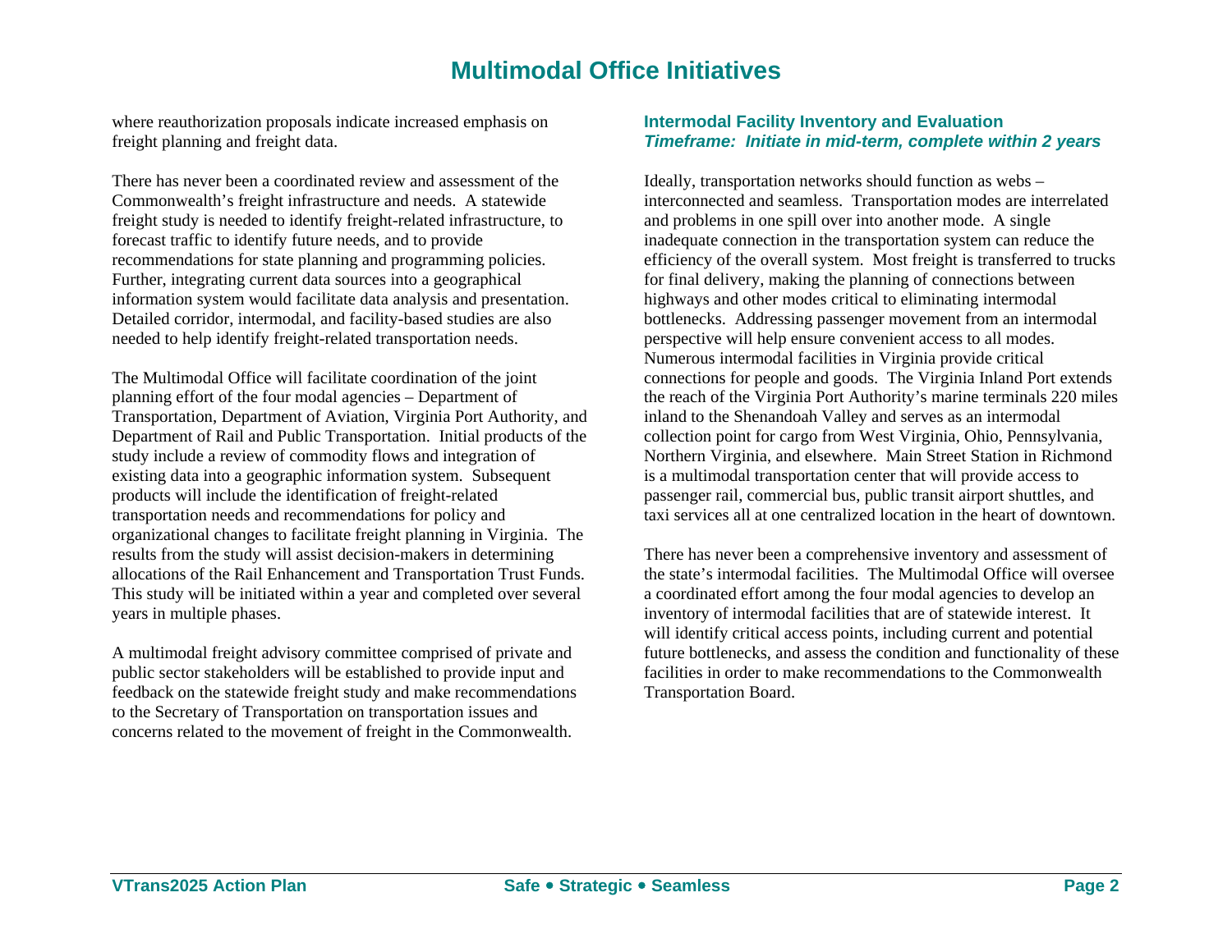# Multimodal Office Initiatives

where reauthorization proposals indicate increased emphasis on freight planning and freight data.

There has never been a coordinated review and assessment of the Commonwealth's freight infrastructure and needs. A statewide freight study is needed to identify freight-related infrastructure, to forecast traffic to identify future needs, and to provide recommendations for state planning and programming policies. Further, integrating current data sources into a geographical information system would facilitate data analysis and presentation. Detailed corridor, intermodal, and facility-based studies are also needed to help identify freight-related transportation needs.

The Multimodal Office will facilitate coordination of the joint planning effort of the four modal agencies – Department of Transportation, Department of Aviation, Virginia Port Authority, and Department of Rail and Public Transportation. Initial products of the study include a review of commodity flows and integration of existing data into a geographic information system. Subsequent products will include the identification of freight-related transportation needs and recommendations for policy and organizational changes to facilitate freight planning in Virginia. The results from the study will assist decision-makers in determining allocations of the Rail Enhancement and Transportation Trust Funds. This study will be initiated within a year and completed over several years in multiple phases.

A multimodal freight advisory committee comprised of private and public sector stakeholders will be established to provide input and feedback on the statewide freight study and make recommendations to the Secretary of Transportation on transportation issues and concerns related to the movement of freight in the Commonwealth.

### Intermodal Facility Inventory and Evaluation
***Timeframe: Initiate in mid-term, complete within 2 years***

Ideally, transportation networks should function as webs – interconnected and seamless. Transportation modes are interrelated and problems in one spill over into another mode. A single inadequate connection in the transportation system can reduce the efficiency of the overall system. Most freight is transferred to trucks for final delivery, making the planning of connections between highways and other modes critical to eliminating intermodal bottlenecks. Addressing passenger movement from an intermodal perspective will help ensure convenient access to all modes. Numerous intermodal facilities in Virginia provide critical connections for people and goods. The Virginia Inland Port extends the reach of the Virginia Port Authority's marine terminals 220 miles inland to the Shenandoah Valley and serves as an intermodal collection point for cargo from West Virginia, Ohio, Pennsylvania, Northern Virginia, and elsewhere. Main Street Station in Richmond is a multimodal transportation center that will provide access to passenger rail, commercial bus, public transit airport shuttles, and taxi services all at one centralized location in the heart of downtown.

There has never been a comprehensive inventory and assessment of the state's intermodal facilities. The Multimodal Office will oversee a coordinated effort among the four modal agencies to develop an inventory of intermodal facilities that are of statewide interest. It will identify critical access points, including current and potential future bottlenecks, and assess the condition and functionality of these facilities in order to make recommendations to the Commonwealth Transportation Board.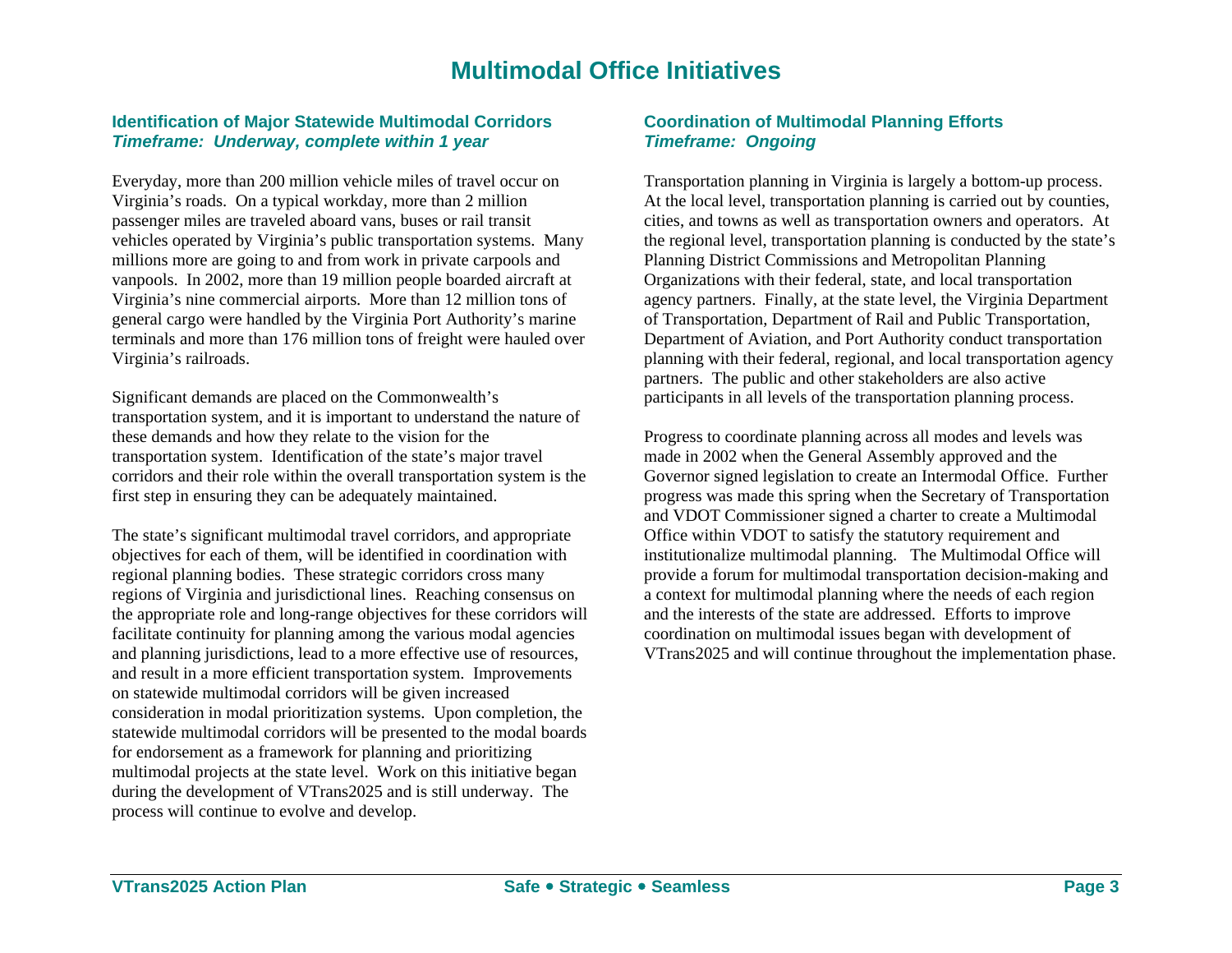# Multimodal Office Initiatives

### Identification of Major Statewide Multimodal Corridors
***Timeframe: Underway, complete within 1 year***

Everyday, more than 200 million vehicle miles of travel occur on Virginia's roads. On a typical workday, more than 2 million passenger miles are traveled aboard vans, buses or rail transit vehicles operated by Virginia's public transportation systems. Many millions more are going to and from work in private carpools and vanpools. In 2002, more than 19 million people boarded aircraft at Virginia's nine commercial airports. More than 12 million tons of general cargo were handled by the Virginia Port Authority's marine terminals and more than 176 million tons of freight were hauled over Virginia's railroads.

Significant demands are placed on the Commonwealth's transportation system, and it is important to understand the nature of these demands and how they relate to the vision for the transportation system. Identification of the state's major travel corridors and their role within the overall transportation system is the first step in ensuring they can be adequately maintained.

The state's significant multimodal travel corridors, and appropriate objectives for each of them, will be identified in coordination with regional planning bodies. These strategic corridors cross many regions of Virginia and jurisdictional lines. Reaching consensus on the appropriate role and long-range objectives for these corridors will facilitate continuity for planning among the various modal agencies and planning jurisdictions, lead to a more effective use of resources, and result in a more efficient transportation system. Improvements on statewide multimodal corridors will be given increased consideration in modal prioritization systems. Upon completion, the statewide multimodal corridors will be presented to the modal boards for endorsement as a framework for planning and prioritizing multimodal projects at the state level. Work on this initiative began during the development of VTrans2025 and is still underway. The process will continue to evolve and develop.

### Coordination of Multimodal Planning Efforts
***Timeframe: Ongoing***

Transportation planning in Virginia is largely a bottom-up process. At the local level, transportation planning is carried out by counties, cities, and towns as well as transportation owners and operators. At the regional level, transportation planning is conducted by the state's Planning District Commissions and Metropolitan Planning Organizations with their federal, state, and local transportation agency partners. Finally, at the state level, the Virginia Department of Transportation, Department of Rail and Public Transportation, Department of Aviation, and Port Authority conduct transportation planning with their federal, regional, and local transportation agency partners. The public and other stakeholders are also active participants in all levels of the transportation planning process.

Progress to coordinate planning across all modes and levels was made in 2002 when the General Assembly approved and the Governor signed legislation to create an Intermodal Office. Further progress was made this spring when the Secretary of Transportation and VDOT Commissioner signed a charter to create a Multimodal Office within VDOT to satisfy the statutory requirement and institutionalize multimodal planning. The Multimodal Office will provide a forum for multimodal transportation decision-making and a context for multimodal planning where the needs of each region and the interests of the state are addressed. Efforts to improve coordination on multimodal issues began with development of VTrans2025 and will continue throughout the implementation phase.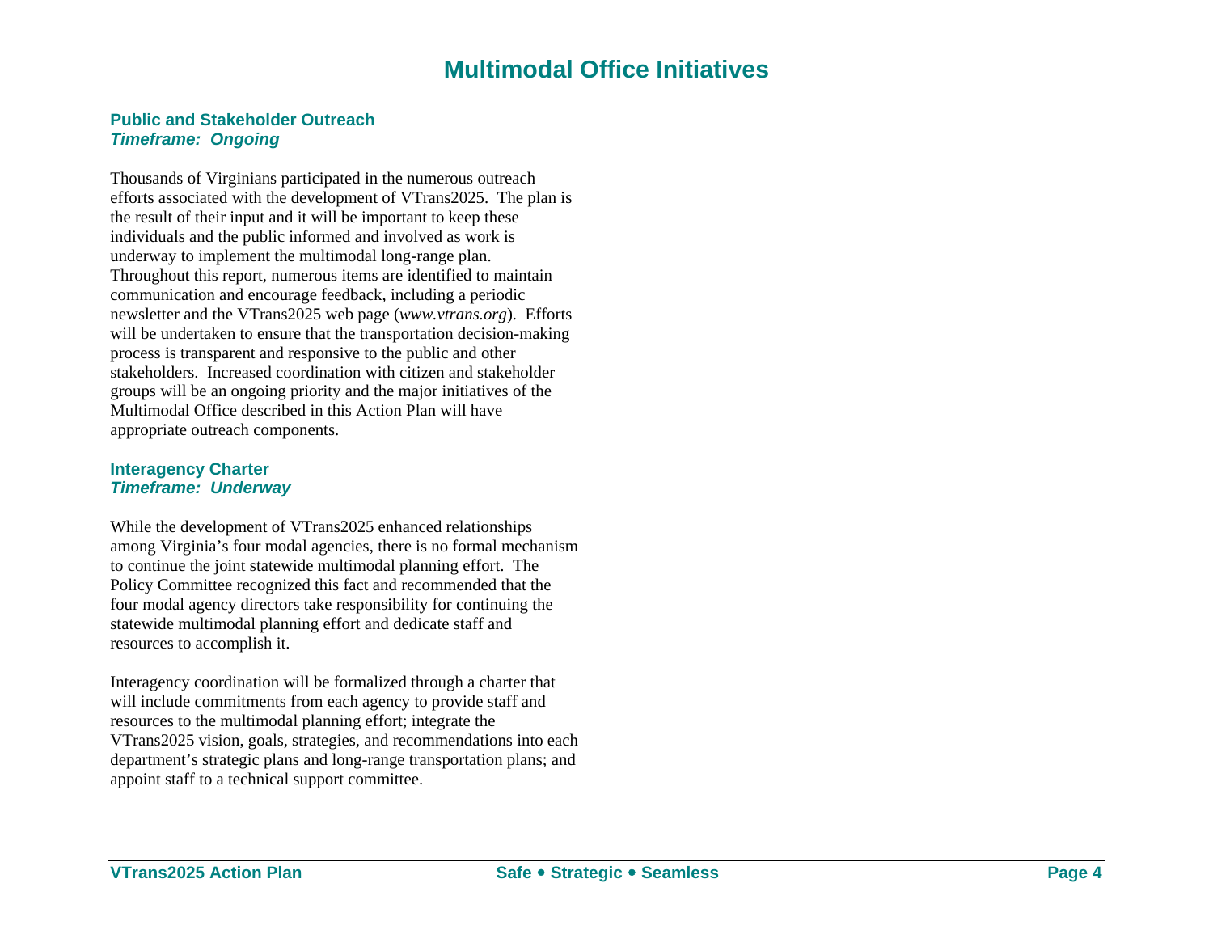# Multimodal Office Initiatives

### Public and Stakeholder Outreach
***Timeframe: Ongoing***

Thousands of Virginians participated in the numerous outreach efforts associated with the development of VTrans2025. The plan is the result of their input and it will be important to keep these individuals and the public informed and involved as work is underway to implement the multimodal long-range plan. Throughout this report, numerous items are identified to maintain communication and encourage feedback, including a periodic newsletter and the VTrans2025 web page (*www.vtrans.org*). Efforts will be undertaken to ensure that the transportation decision-making process is transparent and responsive to the public and other stakeholders. Increased coordination with citizen and stakeholder groups will be an ongoing priority and the major initiatives of the Multimodal Office described in this Action Plan will have appropriate outreach components.

### Interagency Charter
***Timeframe: Underway***

While the development of VTrans2025 enhanced relationships among Virginia's four modal agencies, there is no formal mechanism to continue the joint statewide multimodal planning effort. The Policy Committee recognized this fact and recommended that the four modal agency directors take responsibility for continuing the statewide multimodal planning effort and dedicate staff and resources to accomplish it.

Interagency coordination will be formalized through a charter that will include commitments from each agency to provide staff and resources to the multimodal planning effort; integrate the VTrans2025 vision, goals, strategies, and recommendations into each department's strategic plans and long-range transportation plans; and appoint staff to a technical support committee.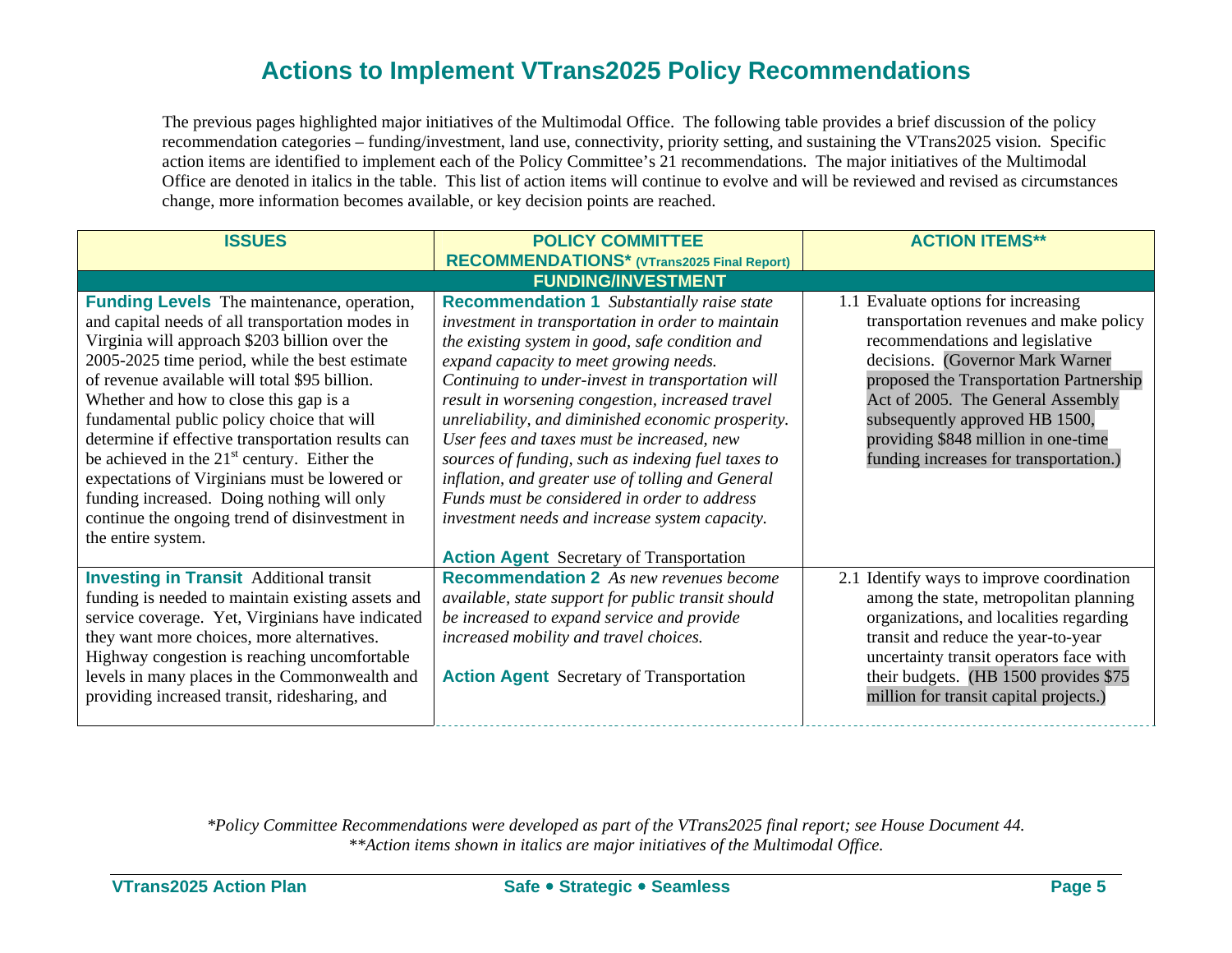# Actions to Implement VTrans2025 Policy Recommendations

The previous pages highlighted major initiatives of the Multimodal Office. The following table provides a brief discussion of the policy recommendation categories – funding/investment, land use, connectivity, priority setting, and sustaining the VTrans2025 vision. Specific action items are identified to implement each of the Policy Committee's 21 recommendations. The major initiatives of the Multimodal Office are denoted in italics in the table. This list of action items will continue to evolve and will be reviewed and revised as circumstances change, more information becomes available, or key decision points are reached.

| ISSUES | POLICY COMMITTEE RECOMMENDATIONS* (VTrans2025 Final Report) | ACTION ITEMS** |
|---|---|---|
| **FUNDING/INVESTMENT** | | |
| **Funding Levels** The maintenance, operation, and capital needs of all transportation modes in Virginia will approach $203 billion over the 2005-2025 time period, while the best estimate of revenue available will total $95 billion. Whether and how to close this gap is a fundamental public policy choice that will determine if effective transportation results can be achieved in the 21st century. Either the expectations of Virginians must be lowered or funding increased. Doing nothing will only continue the ongoing trend of disinvestment in the entire system. | **Recommendation 1** *Substantially raise state investment in transportation in order to maintain the existing system in good, safe condition and expand capacity to meet growing needs. Continuing to under-invest in transportation will result in worsening congestion, increased travel unreliability, and diminished economic prosperity. User fees and taxes must be increased, new sources of funding, such as indexing fuel taxes to inflation, and greater use of tolling and General Funds must be considered in order to address investment needs and increase system capacity.*<br><br>**Action Agent** Secretary of Transportation | 1.1 Evaluate options for increasing transportation revenues and make policy recommendations and legislative decisions. (Governor Mark Warner proposed the Transportation Partnership Act of 2005. The General Assembly subsequently approved HB 1500, providing $848 million in one-time funding increases for transportation.) |
| **Investing in Transit** Additional transit funding is needed to maintain existing assets and service coverage. Yet, Virginians have indicated they want more choices, more alternatives. Highway congestion is reaching uncomfortable levels in many places in the Commonwealth and providing increased transit, ridesharing, and | **Recommendation 2** *As new revenues become available, state support for public transit should be increased to expand service and provide increased mobility and travel choices.*<br><br>**Action Agent** Secretary of Transportation | 2.1 Identify ways to improve coordination among the state, metropolitan planning organizations, and localities regarding transit and reduce the year-to-year uncertainty transit operators face with their budgets. (HB 1500 provides $75 million for transit capital projects.) |

*\*Policy Committee Recommendations were developed as part of the VTrans2025 final report; see House Document 44.*
*\*\*Action items shown in italics are major initiatives of the Multimodal Office.*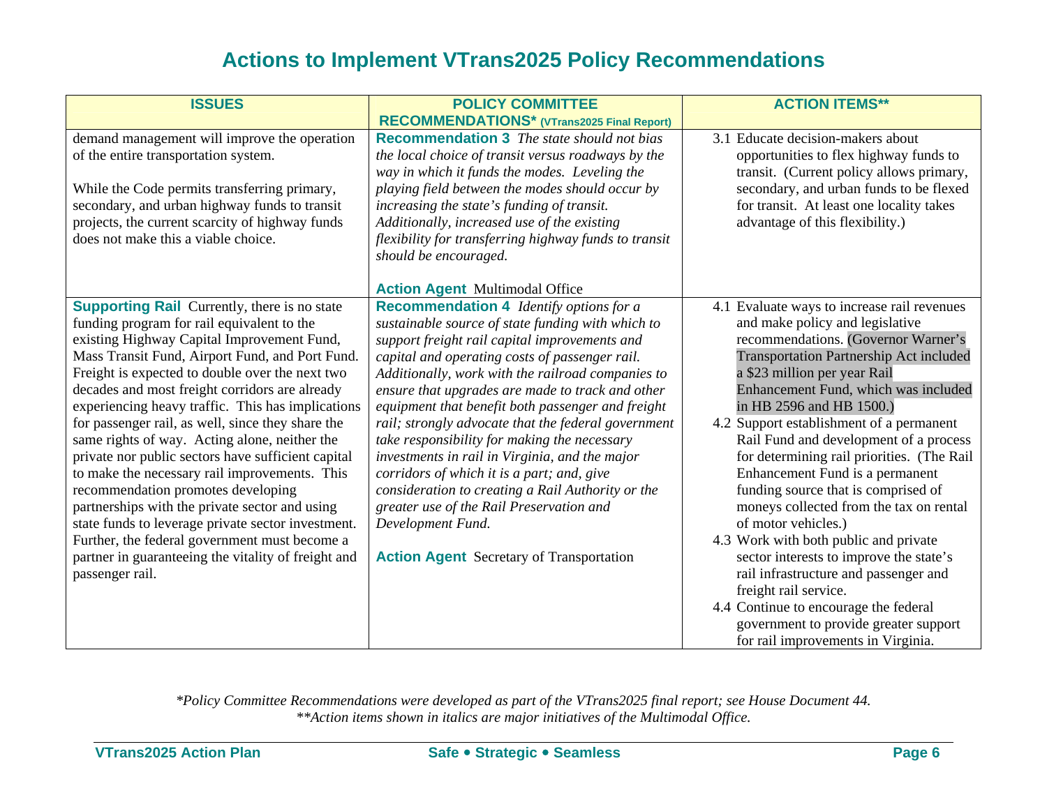# Actions to Implement VTrans2025 Policy Recommendations

| ISSUES | POLICY COMMITTEE RECOMMENDATIONS* (VTrans2025 Final Report) | ACTION ITEMS** |
|---|---|---|
| demand management will improve the operation of the entire transportation system.<br><br>While the Code permits transferring primary, secondary, and urban highway funds to transit projects, the current scarcity of highway funds does not make this a viable choice. | **Recommendation 3** *The state should not bias the local choice of transit versus roadways by the way in which it funds the modes. Leveling the playing field between the modes should occur by increasing the state's funding of transit. Additionally, increased use of the existing flexibility for transferring highway funds to transit should be encouraged.*<br><br>**Action Agent** Multimodal Office | 3.1 Educate decision-makers about opportunities to flex highway funds to transit. (Current policy allows primary, secondary, and urban funds to be flexed for transit. At least one locality takes advantage of this flexibility.) |
| **Supporting Rail** Currently, there is no state funding program for rail equivalent to the existing Highway Capital Improvement Fund, Mass Transit Fund, Airport Fund, and Port Fund. Freight is expected to double over the next two decades and most freight corridors are already experiencing heavy traffic. This has implications for passenger rail, as well, since they share the same rights of way. Acting alone, neither the private nor public sectors have sufficient capital to make the necessary rail improvements. This recommendation promotes developing partnerships with the private sector and using state funds to leverage private sector investment. Further, the federal government must become a partner in guaranteeing the vitality of freight and passenger rail. | **Recommendation 4** *Identify options for a sustainable source of state funding with which to support freight rail capital improvements and capital and operating costs of passenger rail. Additionally, work with the railroad companies to ensure that upgrades are made to track and other equipment that benefit both passenger and freight rail; strongly advocate that the federal government take responsibility for making the necessary investments in rail in Virginia, and the major corridors of which it is a part; and, give consideration to creating a Rail Authority or the greater use of the Rail Preservation and Development Fund.*<br><br>**Action Agent** Secretary of Transportation | 4.1 Evaluate ways to increase rail revenues and make policy and legislative recommendations. (Governor Warner's Transportation Partnership Act included a $23 million per year Rail Enhancement Fund, which was included in HB 2596 and HB 1500.)<br>4.2 Support establishment of a permanent Rail Fund and development of a process for determining rail priorities. (The Rail Enhancement Fund is a permanent funding source that is comprised of moneys collected from the tax on rental of motor vehicles.)<br>4.3 Work with both public and private sector interests to improve the state's rail infrastructure and passenger and freight rail service.<br>4.4 Continue to encourage the federal government to provide greater support for rail improvements in Virginia. |

*\*Policy Committee Recommendations were developed as part of the VTrans2025 final report; see House Document 44.*
*\*\*Action items shown in italics are major initiatives of the Multimodal Office.*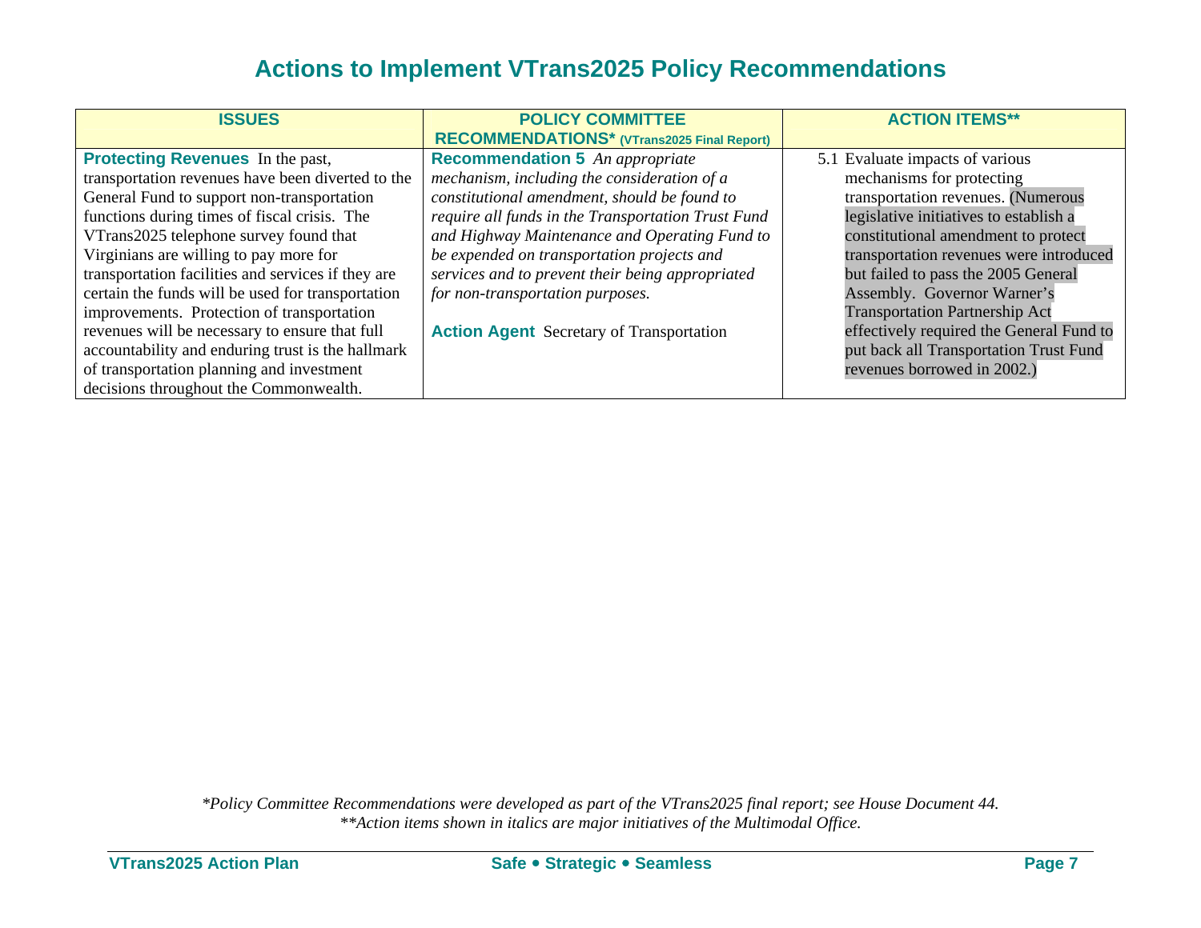# Actions to Implement VTrans2025 Policy Recommendations

| ISSUES | POLICY COMMITTEE RECOMMENDATIONS* (VTrans2025 Final Report) | ACTION ITEMS** |
|---|---|---|
| **Protecting Revenues** In the past, transportation revenues have been diverted to the General Fund to support non-transportation functions during times of fiscal crisis. The VTrans2025 telephone survey found that Virginians are willing to pay more for transportation facilities and services if they are certain the funds will be used for transportation improvements. Protection of transportation revenues will be necessary to ensure that full accountability and enduring trust is the hallmark of transportation planning and investment decisions throughout the Commonwealth. | **Recommendation 5** *An appropriate mechanism, including the consideration of a constitutional amendment, should be found to require all funds in the Transportation Trust Fund and Highway Maintenance and Operating Fund to be expended on transportation projects and services and to prevent their being appropriated for non-transportation purposes.*<br><br>**Action Agent** Secretary of Transportation | 5.1 Evaluate impacts of various mechanisms for protecting transportation revenues. (Numerous legislative initiatives to establish a constitutional amendment to protect transportation revenues were introduced but failed to pass the 2005 General Assembly. Governor Warner's Transportation Partnership Act effectively required the General Fund to put back all Transportation Trust Fund revenues borrowed in 2002.) |

*\*Policy Committee Recommendations were developed as part of the VTrans2025 final report; see House Document 44.*
*\*\*Action items shown in italics are major initiatives of the Multimodal Office.*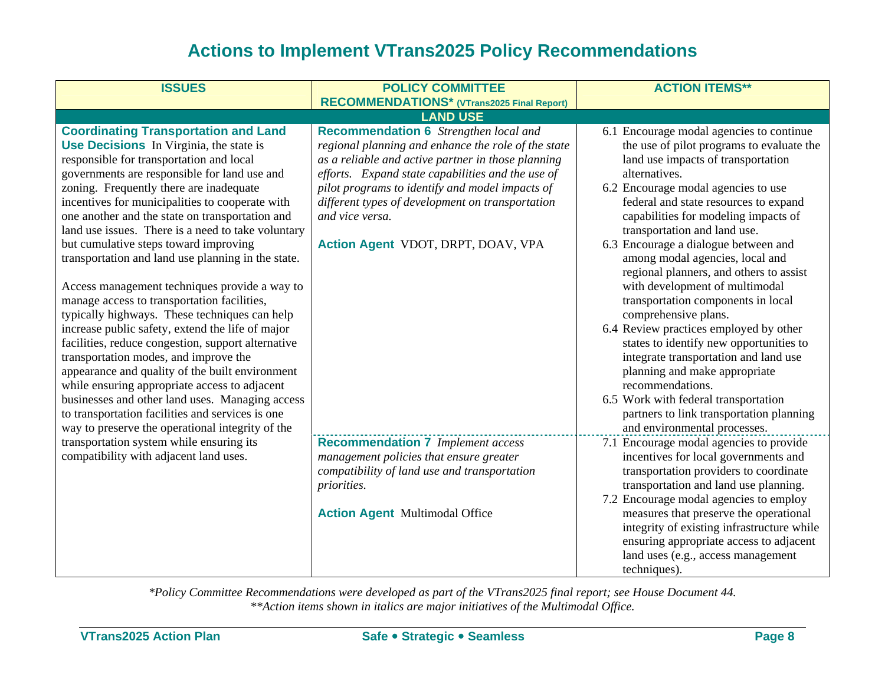# Actions to Implement VTrans2025 Policy Recommendations

| ISSUES | POLICY COMMITTEE RECOMMENDATIONS* (VTrans2025 Final Report) | ACTION ITEMS** |
|---|---|---|
| **LAND USE** | | |
| **Coordinating Transportation and Land Use Decisions** In Virginia, the state is responsible for transportation and local governments are responsible for land use and zoning. Frequently there are inadequate incentives for municipalities to cooperate with one another and the state on transportation and land use issues. There is a need to take voluntary but cumulative steps toward improving transportation and land use planning in the state.<br><br>Access management techniques provide a way to manage access to transportation facilities, typically highways. These techniques can help increase public safety, extend the life of major facilities, reduce congestion, support alternative transportation modes, and improve the appearance and quality of the built environment while ensuring appropriate access to adjacent businesses and other land uses. Managing access to transportation facilities and services is one way to preserve the operational integrity of the transportation system while ensuring its compatibility with adjacent land uses. | **Recommendation 6** *Strengthen local and regional planning and enhance the role of the state as a reliable and active partner in those planning efforts. Expand state capabilities and the use of pilot programs to identify and model impacts of different types of development on transportation and vice versa.*<br><br>**Action Agent** VDOT, DRPT, DOAV, VPA | 6.1 Encourage modal agencies to continue the use of pilot programs to evaluate the land use impacts of transportation alternatives.<br>6.2 Encourage modal agencies to use federal and state resources to expand capabilities for modeling impacts of transportation and land use.<br>6.3 Encourage a dialogue between and among modal agencies, local and regional planners, and others to assist with development of multimodal transportation components in local comprehensive plans.<br>6.4 Review practices employed by other states to identify new opportunities to integrate transportation and land use planning and make appropriate recommendations.<br>6.5 Work with federal transportation partners to link transportation planning and environmental processes. |
| | **Recommendation 7** *Implement access management policies that ensure greater compatibility of land use and transportation priorities.*<br><br>**Action Agent** Multimodal Office | 7.1 Encourage modal agencies to provide incentives for local governments and transportation providers to coordinate transportation and land use planning.<br>7.2 Encourage modal agencies to employ measures that preserve the operational integrity of existing infrastructure while ensuring appropriate access to adjacent land uses (e.g., access management techniques). |

*\*Policy Committee Recommendations were developed as part of the VTrans2025 final report; see House Document 44.*
*\*\*Action items shown in italics are major initiatives of the Multimodal Office.*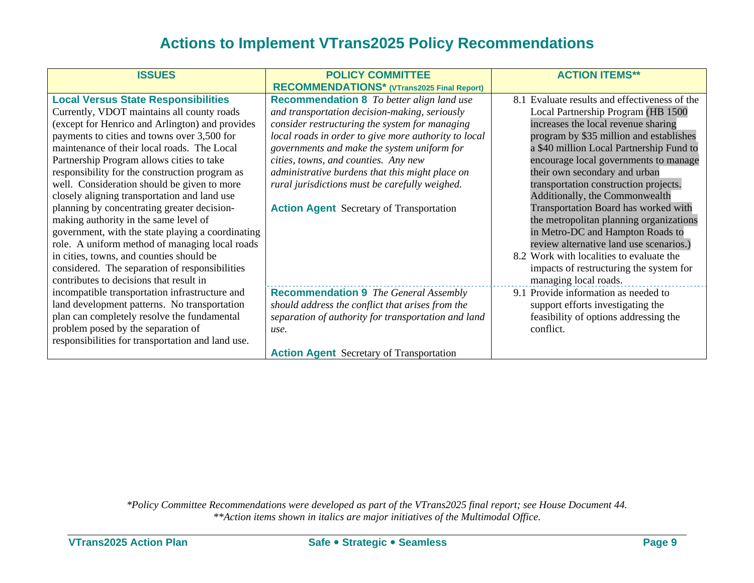# Actions to Implement VTrans2025 Policy Recommendations

| ISSUES | POLICY COMMITTEE RECOMMENDATIONS* (VTrans2025 Final Report) | ACTION ITEMS** |
|---|---|---|
| **Local Versus State Responsibilities** Currently, VDOT maintains all county roads (except for Henrico and Arlington) and provides payments to cities and towns over 3,500 for maintenance of their local roads. The Local Partnership Program allows cities to take responsibility for the construction program as well. Consideration should be given to more closely aligning transportation and land use planning by concentrating greater decision-making authority in the same level of government, with the state playing a coordinating role. A uniform method of managing local roads in cities, towns, and counties should be considered. The separation of responsibilities contributes to decisions that result in incompatible transportation infrastructure and land development patterns. No transportation plan can completely resolve the fundamental problem posed by the separation of responsibilities for transportation and land use. | **Recommendation 8** *To better align land use and transportation decision-making, seriously consider restructuring the system for managing local roads in order to give more authority to local governments and make the system uniform for cities, towns, and counties. Any new administrative burdens that this might place on rural jurisdictions must be carefully weighed.*<br><br>**Action Agent** Secretary of Transportation | 8.1 Evaluate results and effectiveness of the Local Partnership Program (HB 1500 increases the local revenue sharing program by $35 million and establishes a $40 million Local Partnership Fund to encourage local governments to manage their own secondary and urban transportation construction projects. Additionally, the Commonwealth Transportation Board has worked with the metropolitan planning organizations in Metro-DC and Hampton Roads to review alternative land use scenarios.)<br>8.2 Work with localities to evaluate the impacts of restructuring the system for managing local roads. |
| | **Recommendation 9** *The General Assembly should address the conflict that arises from the separation of authority for transportation and land use.*<br><br>**Action Agent** Secretary of Transportation | 9.1 Provide information as needed to support efforts investigating the feasibility of options addressing the conflict. |

*\*Policy Committee Recommendations were developed as part of the VTrans2025 final report; see House Document 44.*
*\*\*Action items shown in italics are major initiatives of the Multimodal Office.*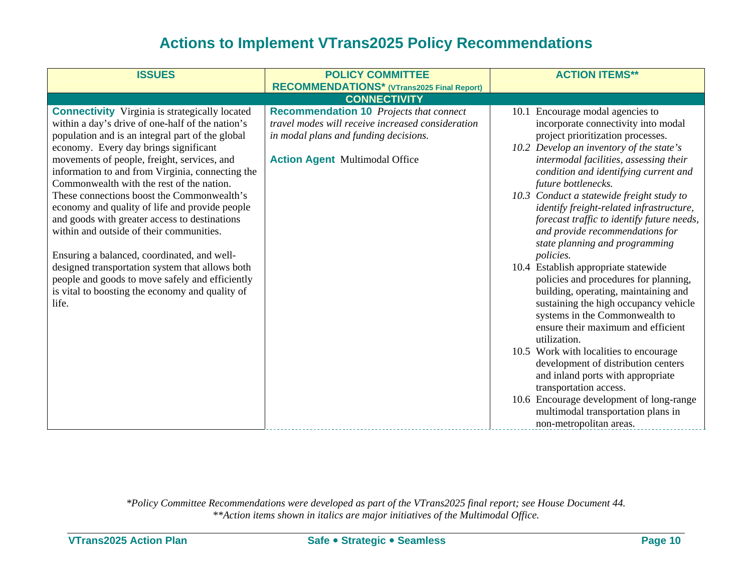# Actions to Implement VTrans2025 Policy Recommendations

| ISSUES | POLICY COMMITTEE RECOMMENDATIONS* (VTrans2025 Final Report) | ACTION ITEMS** |
|---|---|---|
| **CONNECTIVITY** | | |
| **Connectivity** Virginia is strategically located within a day's drive of one-half of the nation's population and is an integral part of the global economy. Every day brings significant movements of people, freight, services, and information to and from Virginia, connecting the Commonwealth with the rest of the nation. These connections boost the Commonwealth's economy and quality of life and provide people and goods with greater access to destinations within and outside of their communities.<br><br>Ensuring a balanced, coordinated, and well-designed transportation system that allows both people and goods to move safely and efficiently is vital to boosting the economy and quality of life. | **Recommendation 10** *Projects that connect travel modes will receive increased consideration in modal plans and funding decisions.*<br><br>**Action Agent** Multimodal Office | 10.1 Encourage modal agencies to incorporate connectivity into modal project prioritization processes.<br>*10.2 Develop an inventory of the state's intermodal facilities, assessing their condition and identifying current and future bottlenecks.*<br>*10.3 Conduct a statewide freight study to identify freight-related infrastructure, forecast traffic to identify future needs, and provide recommendations for state planning and programming policies.*<br>10.4 Establish appropriate statewide policies and procedures for planning, building, operating, maintaining and sustaining the high occupancy vehicle systems in the Commonwealth to ensure their maximum and efficient utilization.<br>10.5 Work with localities to encourage development of distribution centers and inland ports with appropriate transportation access.<br>10.6 Encourage development of long-range multimodal transportation plans in non-metropolitan areas. |

*\*Policy Committee Recommendations were developed as part of the VTrans2025 final report; see House Document 44.*
*\*\*Action items shown in italics are major initiatives of the Multimodal Office.*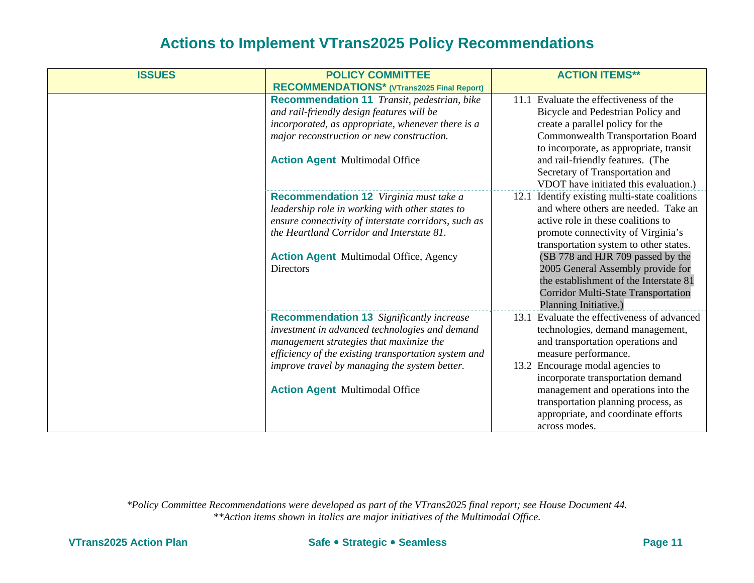# Actions to Implement VTrans2025 Policy Recommendations

| ISSUES | POLICY COMMITTEE RECOMMENDATIONS* (VTrans2025 Final Report) | ACTION ITEMS** |
|---|---|---|
| | **Recommendation 11** *Transit, pedestrian, bike and rail-friendly design features will be incorporated, as appropriate, whenever there is a major reconstruction or new construction.*<br><br>**Action Agent** Multimodal Office | 11.1 Evaluate the effectiveness of the Bicycle and Pedestrian Policy and create a parallel policy for the Commonwealth Transportation Board to incorporate, as appropriate, transit and rail-friendly features. (The Secretary of Transportation and VDOT have initiated this evaluation.) |
| | **Recommendation 12** *Virginia must take a leadership role in working with other states to ensure connectivity of interstate corridors, such as the Heartland Corridor and Interstate 81.*<br><br>**Action Agent** Multimodal Office, Agency Directors | 12.1 Identify existing multi-state coalitions and where others are needed. Take an active role in these coalitions to promote connectivity of Virginia's transportation system to other states. (SB 778 and HJR 709 passed by the 2005 General Assembly provide for the establishment of the Interstate 81 Corridor Multi-State Transportation Planning Initiative.) |
| | **Recommendation 13** *Significantly increase investment in advanced technologies and demand management strategies that maximize the efficiency of the existing transportation system and improve travel by managing the system better.*<br><br>**Action Agent** Multimodal Office | 13.1 Evaluate the effectiveness of advanced technologies, demand management, and transportation operations and measure performance.<br>13.2 Encourage modal agencies to incorporate transportation demand management and operations into the transportation planning process, as appropriate, and coordinate efforts across modes. |

*\*Policy Committee Recommendations were developed as part of the VTrans2025 final report; see House Document 44.*
*\*\*Action items shown in italics are major initiatives of the Multimodal Office.*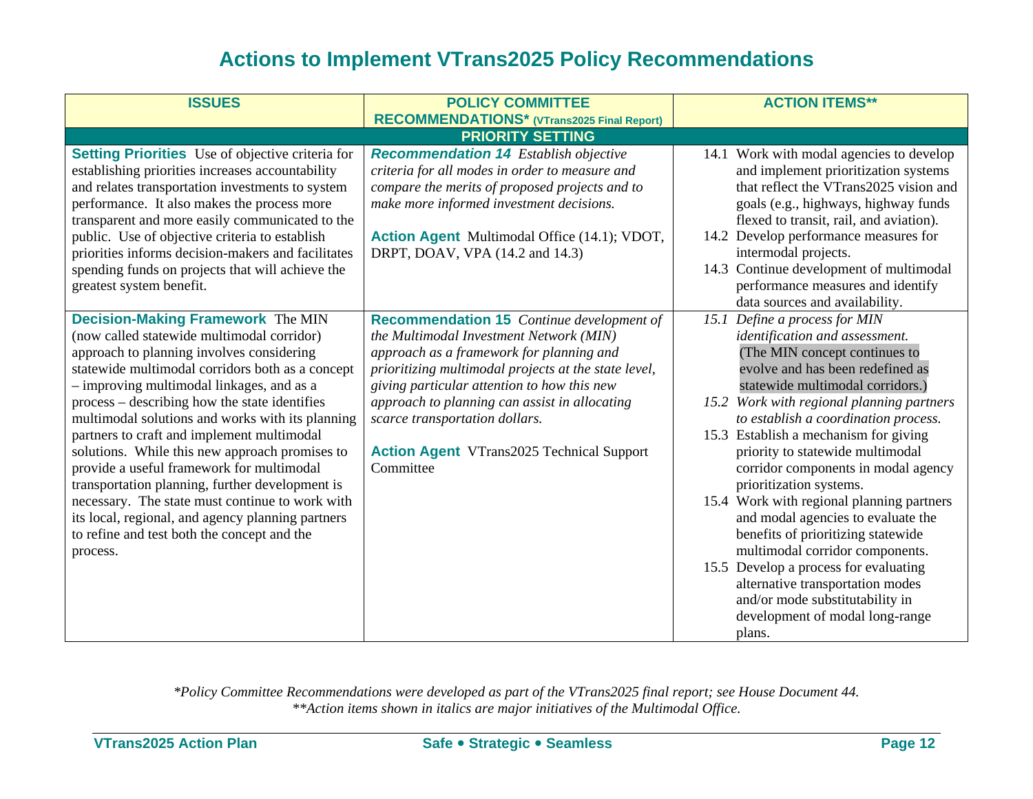# Actions to Implement VTrans2025 Policy Recommendations

| ISSUES | POLICY COMMITTEE RECOMMENDATIONS* (VTrans2025 Final Report) | ACTION ITEMS** |
|---|---|---|
| **PRIORITY SETTING** | | |
| **Setting Priorities** Use of objective criteria for establishing priorities increases accountability and relates transportation investments to system performance. It also makes the process more transparent and more easily communicated to the public. Use of objective criteria to establish priorities informs decision-makers and facilitates spending funds on projects that will achieve the greatest system benefit. | ***Recommendation 14*** *Establish objective criteria for all modes in order to measure and compare the merits of proposed projects and to make more informed investment decisions.*<br><br>**Action Agent** Multimodal Office (14.1); VDOT, DRPT, DOAV, VPA (14.2 and 14.3) | 14.1 Work with modal agencies to develop and implement prioritization systems that reflect the VTrans2025 vision and goals (e.g., highways, highway funds flexed to transit, rail, and aviation).<br>14.2 Develop performance measures for intermodal projects.<br>14.3 Continue development of multimodal performance measures and identify data sources and availability. |
| **Decision-Making Framework** The MIN (now called statewide multimodal corridor) approach to planning involves considering statewide multimodal corridors both as a concept – improving multimodal linkages, and as a process – describing how the state identifies multimodal solutions and works with its planning partners to craft and implement multimodal solutions. While this new approach promises to provide a useful framework for multimodal transportation planning, further development is necessary. The state must continue to work with its local, regional, and agency planning partners to refine and test both the concept and the process. | **Recommendation 15** *Continue development of the Multimodal Investment Network (MIN) approach as a framework for planning and prioritizing multimodal projects at the state level, giving particular attention to how this new approach to planning can assist in allocating scarce transportation dollars.*<br><br>**Action Agent** VTrans2025 Technical Support Committee | *15.1 Define a process for MIN identification and assessment.* (The MIN concept continues to evolve and has been redefined as statewide multimodal corridors.)<br>*15.2 Work with regional planning partners to establish a coordination process.*<br>15.3 Establish a mechanism for giving priority to statewide multimodal corridor components in modal agency prioritization systems.<br>15.4 Work with regional planning partners and modal agencies to evaluate the benefits of prioritizing statewide multimodal corridor components.<br>15.5 Develop a process for evaluating alternative transportation modes and/or mode substitutability in development of modal long-range plans. |

*\*Policy Committee Recommendations were developed as part of the VTrans2025 final report; see House Document 44.*
*\*\*Action items shown in italics are major initiatives of the Multimodal Office.*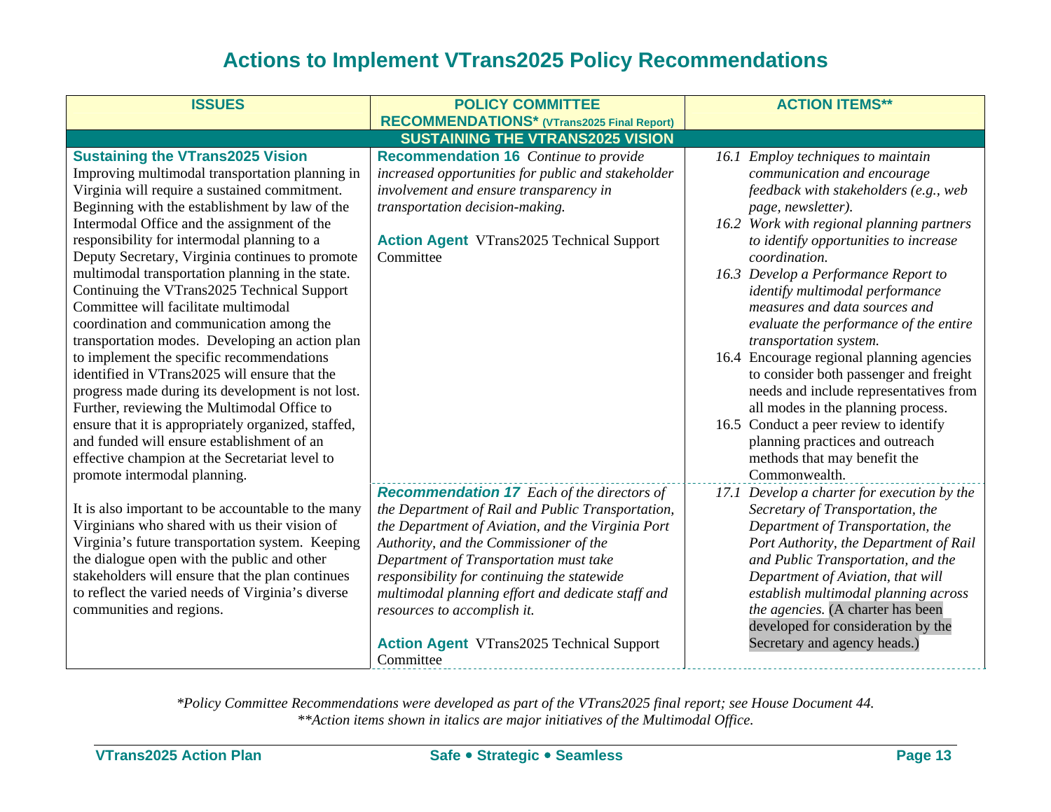# Actions to Implement VTrans2025 Policy Recommendations

| ISSUES | POLICY COMMITTEE RECOMMENDATIONS* (VTrans2025 Final Report) | ACTION ITEMS** |
|---|---|---|
| **SUSTAINING THE VTRANS2025 VISION** | | |
| **Sustaining the VTrans2025 Vision**<br>Improving multimodal transportation planning in Virginia will require a sustained commitment. Beginning with the establishment by law of the Intermodal Office and the assignment of the responsibility for intermodal planning to a Deputy Secretary, Virginia continues to promote multimodal transportation planning in the state. Continuing the VTrans2025 Technical Support Committee will facilitate multimodal coordination and communication among the transportation modes. Developing an action plan to implement the specific recommendations identified in VTrans2025 will ensure that the progress made during its development is not lost. Further, reviewing the Multimodal Office to ensure that it is appropriately organized, staffed, and funded will ensure establishment of an effective champion at the Secretariat level to promote intermodal planning.<br><br>It is also important to be accountable to the many Virginians who shared with us their vision of Virginia's future transportation system. Keeping the dialogue open with the public and other stakeholders will ensure that the plan continues to reflect the varied needs of Virginia's diverse communities and regions. | **Recommendation 16** *Continue to provide increased opportunities for public and stakeholder involvement and ensure transparency in transportation decision-making.*<br><br>**Action Agent** VTrans2025 Technical Support Committee | *16.1 Employ techniques to maintain communication and encourage feedback with stakeholders (e.g., web page, newsletter).*<br>*16.2 Work with regional planning partners to identify opportunities to increase coordination.*<br>*16.3 Develop a Performance Report to identify multimodal performance measures and data sources and evaluate the performance of the entire transportation system.*<br>16.4 Encourage regional planning agencies to consider both passenger and freight needs and include representatives from all modes in the planning process.<br>16.5 Conduct a peer review to identify planning practices and outreach methods that may benefit the Commonwealth. |
| | ***Recommendation 17*** *Each of the directors of the Department of Rail and Public Transportation, the Department of Aviation, and the Virginia Port Authority, and the Commissioner of the Department of Transportation must take responsibility for continuing the statewide multimodal planning effort and dedicate staff and resources to accomplish it.*<br><br>**Action Agent** VTrans2025 Technical Support Committee | *17.1 Develop a charter for execution by the Secretary of Transportation, the Department of Transportation, the Port Authority, the Department of Rail and Public Transportation, and the Department of Aviation, that will establish multimodal planning across the agencies.* (A charter has been developed for consideration by the Secretary and agency heads.) |

*\*Policy Committee Recommendations were developed as part of the VTrans2025 final report; see House Document 44.*
*\*\*Action items shown in italics are major initiatives of the Multimodal Office.*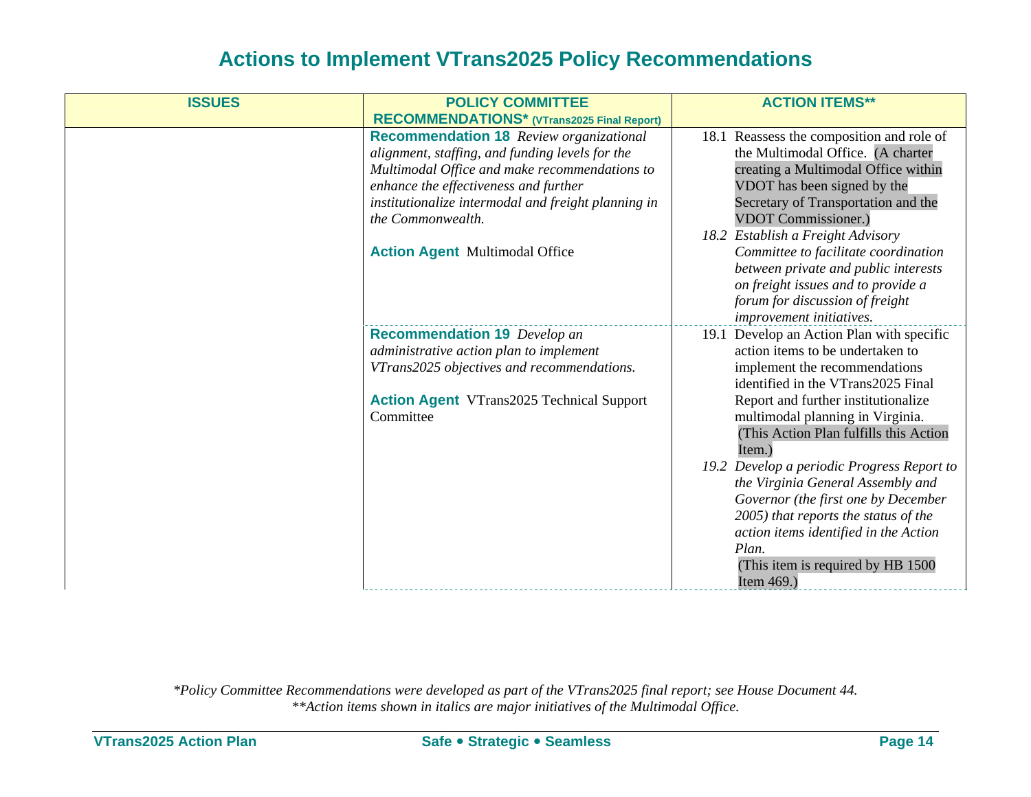# Actions to Implement VTrans2025 Policy Recommendations

| ISSUES | POLICY COMMITTEE RECOMMENDATIONS* (VTrans2025 Final Report) | ACTION ITEMS** |
|---|---|---|
| | **Recommendation 18** *Review organizational alignment, staffing, and funding levels for the Multimodal Office and make recommendations to enhance the effectiveness and further institutionalize intermodal and freight planning in the Commonwealth.*<br><br>**Action Agent** Multimodal Office | 18.1 Reassess the composition and role of the Multimodal Office. (A charter creating a Multimodal Office within VDOT has been signed by the Secretary of Transportation and the VDOT Commissioner.)<br>*18.2 Establish a Freight Advisory Committee to facilitate coordination between private and public interests on freight issues and to provide a forum for discussion of freight improvement initiatives.* |
| | **Recommendation 19** *Develop an administrative action plan to implement VTrans2025 objectives and recommendations.*<br><br>**Action Agent** VTrans2025 Technical Support Committee | 19.1 Develop an Action Plan with specific action items to be undertaken to implement the recommendations identified in the VTrans2025 Final Report and further institutionalize multimodal planning in Virginia. (This Action Plan fulfills this Action Item.)<br>*19.2 Develop a periodic Progress Report to the Virginia General Assembly and Governor (the first one by December 2005) that reports the status of the action items identified in the Action Plan.* (This item is required by HB 1500 Item 469.) |

*\*Policy Committee Recommendations were developed as part of the VTrans2025 final report; see House Document 44.*
*\*\*Action items shown in italics are major initiatives of the Multimodal Office.*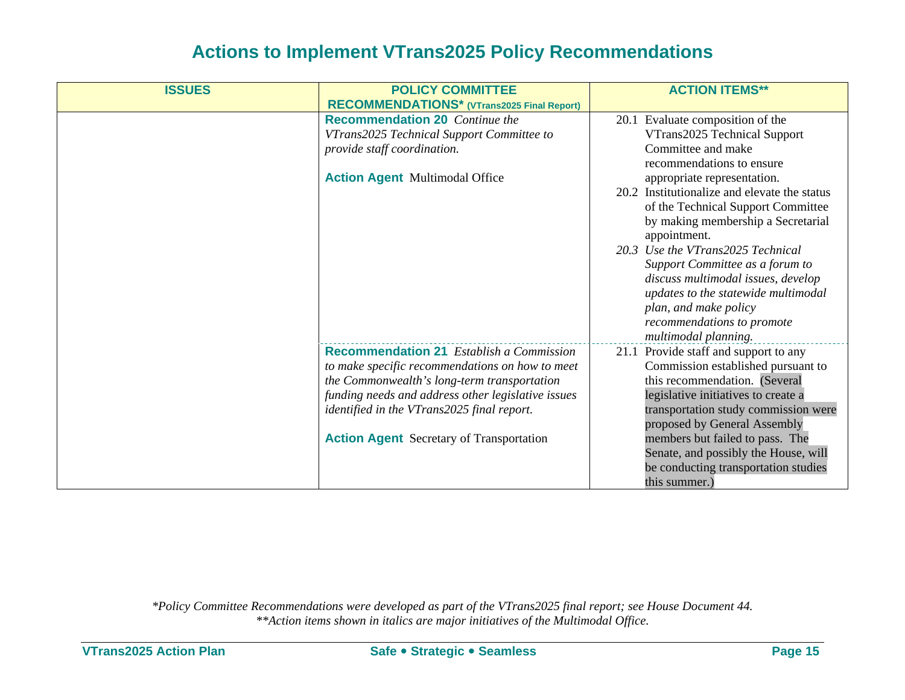# Actions to Implement VTrans2025 Policy Recommendations

| ISSUES | POLICY COMMITTEE RECOMMENDATIONS* (VTrans2025 Final Report) | ACTION ITEMS** |
|---|---|---|
| | **Recommendation 20** *Continue the VTrans2025 Technical Support Committee to provide staff coordination.*<br><br>**Action Agent** Multimodal Office | 20.1 Evaluate composition of the VTrans2025 Technical Support Committee and make recommendations to ensure appropriate representation.<br>20.2 Institutionalize and elevate the status of the Technical Support Committee by making membership a Secretarial appointment.<br>*20.3 Use the VTrans2025 Technical Support Committee as a forum to discuss multimodal issues, develop updates to the statewide multimodal plan, and make policy recommendations to promote multimodal planning.* |
| | **Recommendation 21** *Establish a Commission to make specific recommendations on how to meet the Commonwealth's long-term transportation funding needs and address other legislative issues identified in the VTrans2025 final report.*<br><br>**Action Agent** Secretary of Transportation | 21.1 Provide staff and support to any Commission established pursuant to this recommendation. (Several legislative initiatives to create a transportation study commission were proposed by General Assembly members but failed to pass. The Senate, and possibly the House, will be conducting transportation studies this summer.) |

*Policy Committee Recommendations were developed as part of the VTrans2025 final report; see House Document 44.*
***Action items shown in italics are major initiatives of the Multimodal Office.*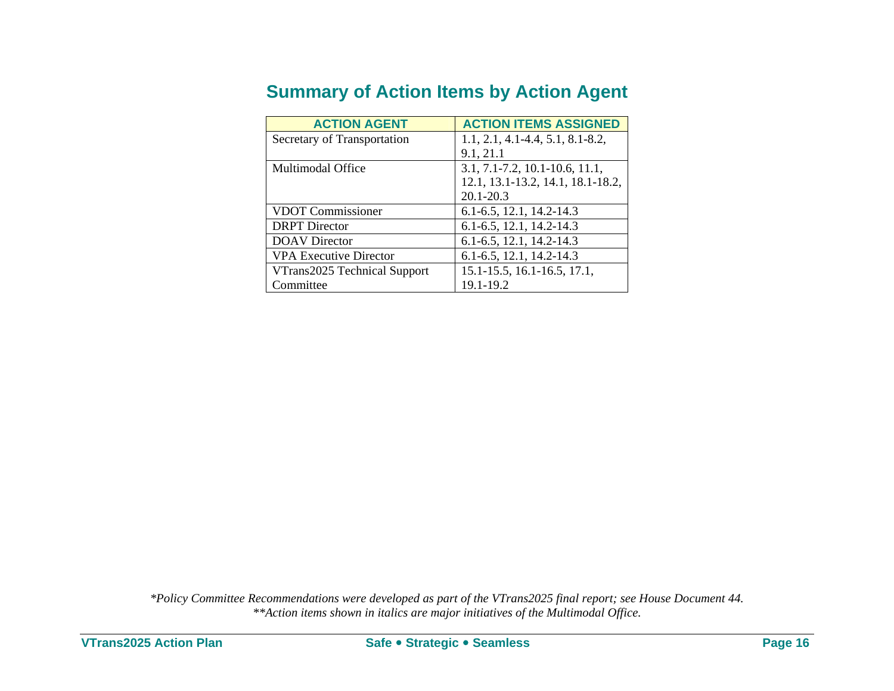## Summary of Action Items by Action Agent

| ACTION AGENT | ACTION ITEMS ASSIGNED |
|---|---|
| Secretary of Transportation | 1.1, 2.1, 4.1-4.4, 5.1, 8.1-8.2, 9.1, 21.1 |
| Multimodal Office | 3.1, 7.1-7.2, 10.1-10.6, 11.1, 12.1, 13.1-13.2, 14.1, 18.1-18.2, 20.1-20.3 |
| VDOT Commissioner | 6.1-6.5, 12.1, 14.2-14.3 |
| DRPT Director | 6.1-6.5, 12.1, 14.2-14.3 |
| DOAV Director | 6.1-6.5, 12.1, 14.2-14.3 |
| VPA Executive Director | 6.1-6.5, 12.1, 14.2-14.3 |
| VTrans2025 Technical Support Committee | 15.1-15.5, 16.1-16.5, 17.1, 19.1-19.2 |

*\*Policy Committee Recommendations were developed as part of the VTrans2025 final report; see House Document 44.*
*\*\*Action items shown in italics are major initiatives of the Multimodal Office.*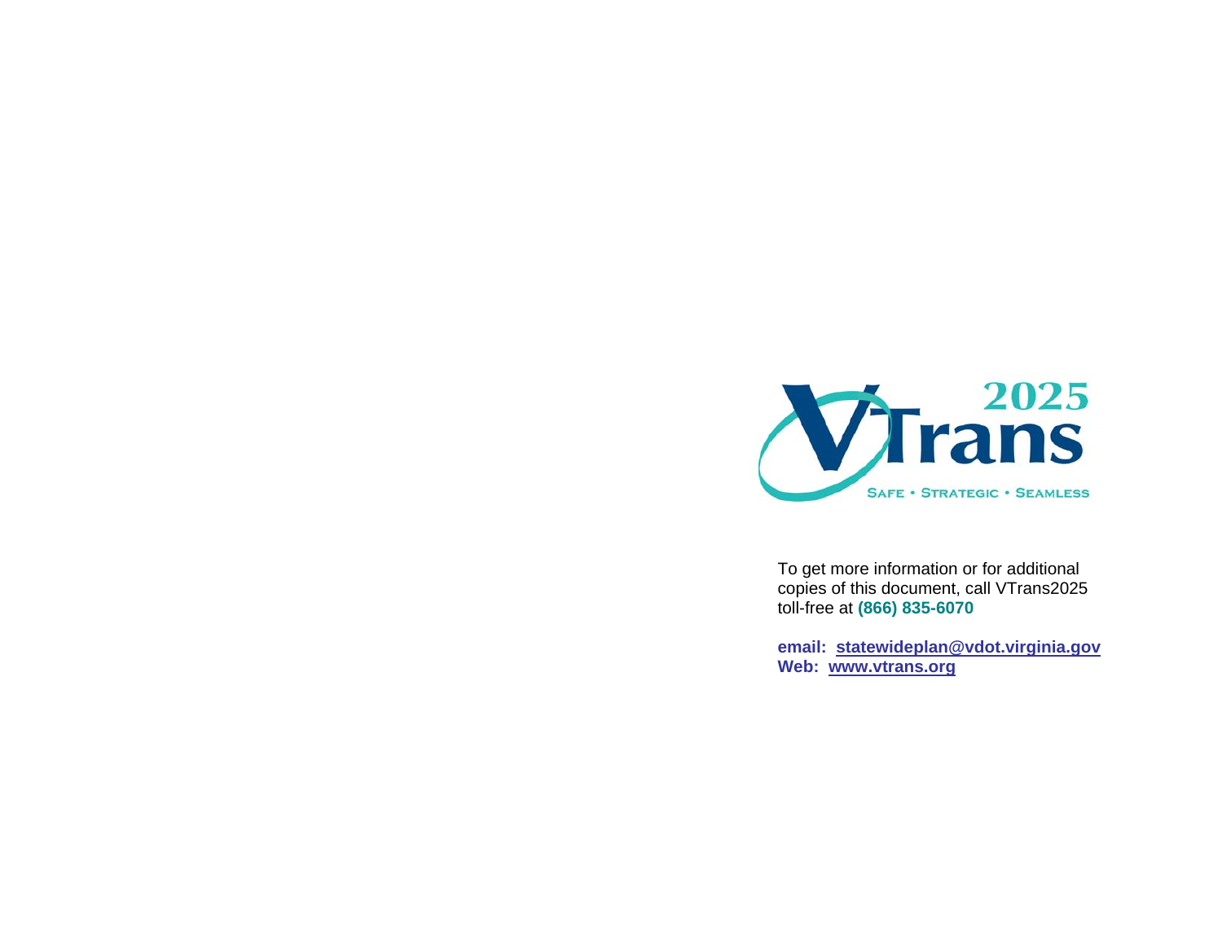VTrans 2025

SAFE • STRATEGIC • SEAMLESS

To get more information or for additional copies of this document, call VTrans2025 toll-free at **(866) 835-6070**

**email: statewideplan@vdot.virginia.gov**
**Web: www.vtrans.org**